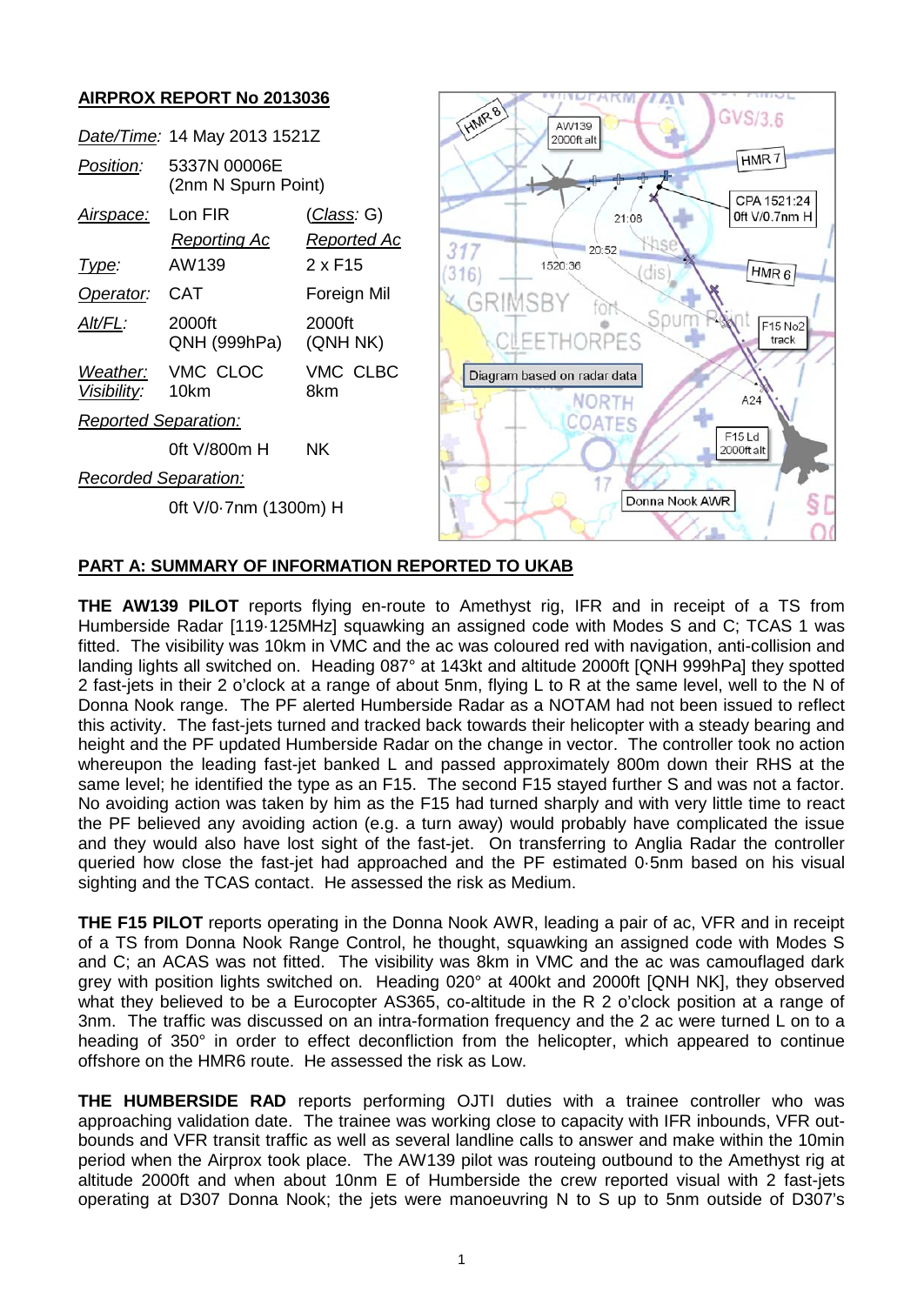**AIRPROX REPORT No 2013036**

| | | |
|---|---|---|
| *Date/Time*: | 14 May 2013 1521Z | |
| *Position*: | 5337N 00006E (2nm N Spurn Point) | |
| *Airspace*: | Lon FIR | (*Class*: G) |
| | *Reporting Ac* | *Reported Ac* |
| *Type*: | AW139 | 2 x F15 |
| *Operator*: | CAT | Foreign Mil |
| *Alt/FL*: | 2000ft QNH (999hPa) | 2000ft (QNH NK) |
| *Weather*: | VMC CLOC | VMC CLBC |
| *Visibility*: | 10km | 8km |
| *Reported Separation*: | | |
| | 0ft V/800m H | NK |
| *Recorded Separation*: | | |
| | 0ft V/0·7nm (1300m) H | |

Diagram based on radar data

## PART A: SUMMARY OF INFORMATION REPORTED TO UKAB

**THE AW139 PILOT** reports flying en-route to Amethyst rig, IFR and in receipt of a TS from Humberside Radar [119·125MHz] squawking an assigned code with Modes S and C; TCAS 1 was fitted. The visibility was 10km in VMC and the ac was coloured red with navigation, anti-collision and landing lights all switched on. Heading 087° at 143kt and altitude 2000ft [QNH 999hPa] they spotted 2 fast-jets in their 2 o'clock at a range of about 5nm, flying L to R at the same level, well to the N of Donna Nook range. The PF alerted Humberside Radar as a NOTAM had not been issued to reflect this activity. The fast-jets turned and tracked back towards their helicopter with a steady bearing and height and the PF updated Humberside Radar on the change in vector. The controller took no action whereupon the leading fast-jet banked L and passed approximately 800m down their RHS at the same level; he identified the type as an F15. The second F15 stayed further S and was not a factor. No avoiding action was taken by him as the F15 had turned sharply and with very little time to react the PF believed any avoiding action (e.g. a turn away) would probably have complicated the issue and they would also have lost sight of the fast-jet. On transferring to Anglia Radar the controller queried how close the fast-jet had approached and the PF estimated 0·5nm based on his visual sighting and the TCAS contact. He assessed the risk as Medium.

**THE F15 PILOT** reports operating in the Donna Nook AWR, leading a pair of ac, VFR and in receipt of a TS from Donna Nook Range Control, he thought, squawking an assigned code with Modes S and C; an ACAS was not fitted. The visibility was 8km in VMC and the ac was camouflaged dark grey with position lights switched on. Heading 020° at 400kt and 2000ft [QNH NK], they observed what they believed to be a Eurocopter AS365, co-altitude in the R 2 o'clock position at a range of 3nm. The traffic was discussed on an intra-formation frequency and the 2 ac were turned L on to a heading of 350° in order to effect deconfliction from the helicopter, which appeared to continue offshore on the HMR6 route. He assessed the risk as Low.

**THE HUMBERSIDE RAD** reports performing OJTI duties with a trainee controller who was approaching validation date. The trainee was working close to capacity with IFR inbounds, VFR out-bounds and VFR transit traffic as well as several landline calls to answer and make within the 10min period when the Airprox took place. The AW139 pilot was routeing outbound to the Amethyst rig at altitude 2000ft and when about 10nm E of Humberside the crew reported visual with 2 fast-jets operating at D307 Donna Nook; the jets were manoeuvring N to S up to 5nm outside of D307's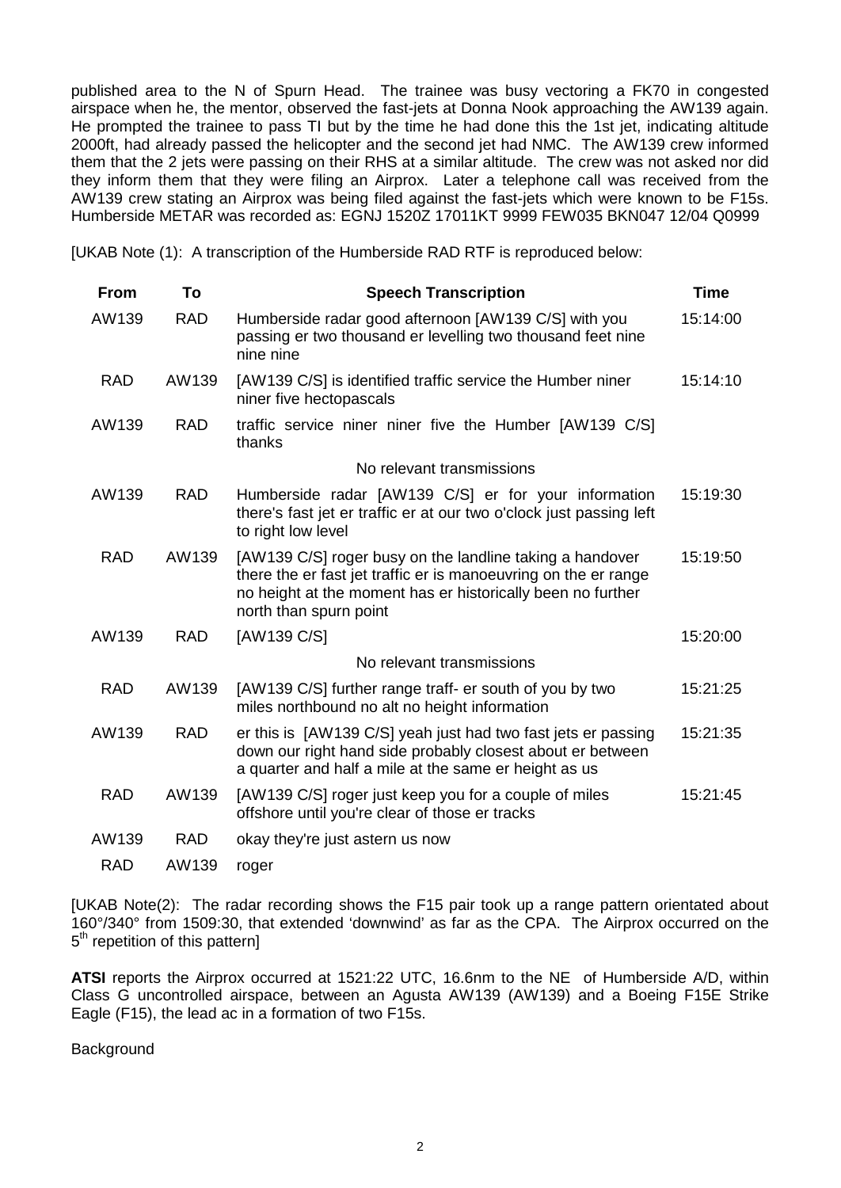published area to the N of Spurn Head. The trainee was busy vectoring a FK70 in congested airspace when he, the mentor, observed the fast-jets at Donna Nook approaching the AW139 again. He prompted the trainee to pass TI but by the time he had done this the 1st jet, indicating altitude 2000ft, had already passed the helicopter and the second jet had NMC. The AW139 crew informed them that the 2 jets were passing on their RHS at a similar altitude. The crew was not asked nor did they inform them that they were filing an Airprox. Later a telephone call was received from the AW139 crew stating an Airprox was being filed against the fast-jets which were known to be F15s. Humberside METAR was recorded as: EGNJ 1520Z 17011KT 9999 FEW035 BKN047 12/04 Q0999

[UKAB Note (1): A transcription of the Humberside RAD RTF is reproduced below:

| From | To | Speech Transcription | Time |
|---|---|---|---|
| AW139 | RAD | Humberside radar good afternoon [AW139 C/S] with you passing er two thousand er levelling two thousand feet nine nine nine | 15:14:00 |
| RAD | AW139 | [AW139 C/S] is identified traffic service the Humber niner niner five hectopascals | 15:14:10 |
| AW139 | RAD | traffic service niner niner five the Humber [AW139 C/S] thanks | |
| | | No relevant transmissions | |
| AW139 | RAD | Humberside radar [AW139 C/S] er for your information there's fast jet er traffic er at our two o'clock just passing left to right low level | 15:19:30 |
| RAD | AW139 | [AW139 C/S] roger busy on the landline taking a handover there the er fast jet traffic er is manoeuvring on the er range no height at the moment has er historically been no further north than spurn point | 15:19:50 |
| AW139 | RAD | [AW139 C/S] | 15:20:00 |
| | | No relevant transmissions | |
| RAD | AW139 | [AW139 C/S] further range traff- er south of you by two miles northbound no alt no height information | 15:21:25 |
| AW139 | RAD | er this is [AW139 C/S] yeah just had two fast jets er passing down our right hand side probably closest about er between a quarter and half a mile at the same er height as us | 15:21:35 |
| RAD | AW139 | [AW139 C/S] roger just keep you for a couple of miles offshore until you're clear of those er tracks | 15:21:45 |
| AW139 | RAD | okay they're just astern us now | |
| RAD | AW139 | roger | |

[UKAB Note(2): The radar recording shows the F15 pair took up a range pattern orientated about 160°/340° from 1509:30, that extended 'downwind' as far as the CPA. The Airprox occurred on the 5th repetition of this pattern]

**ATSI** reports the Airprox occurred at 1521:22 UTC, 16.6nm to the NE of Humberside A/D, within Class G uncontrolled airspace, between an Agusta AW139 (AW139) and a Boeing F15E Strike Eagle (F15), the lead ac in a formation of two F15s.

Background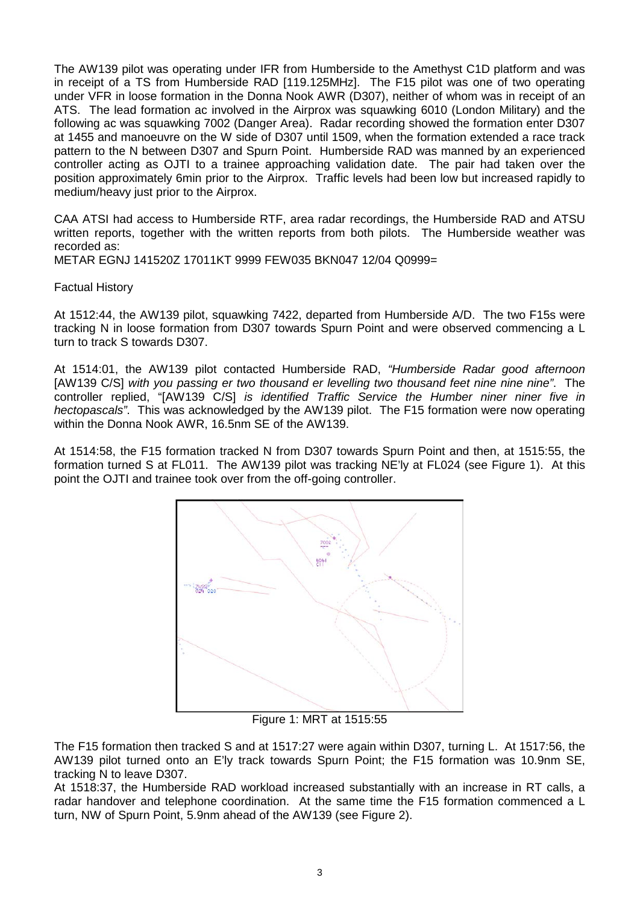The AW139 pilot was operating under IFR from Humberside to the Amethyst C1D platform and was in receipt of a TS from Humberside RAD [119.125MHz]. The F15 pilot was one of two operating under VFR in loose formation in the Donna Nook AWR (D307), neither of whom was in receipt of an ATS. The lead formation ac involved in the Airprox was squawking 6010 (London Military) and the following ac was squawking 7002 (Danger Area). Radar recording showed the formation enter D307 at 1455 and manoeuvre on the W side of D307 until 1509, when the formation extended a race track pattern to the N between D307 and Spurn Point. Humberside RAD was manned by an experienced controller acting as OJTI to a trainee approaching validation date. The pair had taken over the position approximately 6min prior to the Airprox. Traffic levels had been low but increased rapidly to medium/heavy just prior to the Airprox.

CAA ATSI had access to Humberside RTF, area radar recordings, the Humberside RAD and ATSU written reports, together with the written reports from both pilots. The Humberside weather was recorded as:

METAR EGNJ 141520Z 17011KT 9999 FEW035 BKN047 12/04 Q0999=

Factual History

At 1512:44, the AW139 pilot, squawking 7422, departed from Humberside A/D. The two F15s were tracking N in loose formation from D307 towards Spurn Point and were observed commencing a L turn to track S towards D307.

At 1514:01, the AW139 pilot contacted Humberside RAD, *"Humberside Radar good afternoon* [AW139 C/S] *with you passing er two thousand er levelling two thousand feet nine nine nine"*. The controller replied, "[AW139 C/S] *is identified Traffic Service the Humber niner niner five in hectopascals"*. This was acknowledged by the AW139 pilot. The F15 formation were now operating within the Donna Nook AWR, 16.5nm SE of the AW139.

At 1514:58, the F15 formation tracked N from D307 towards Spurn Point and then, at 1515:55, the formation turned S at FL011. The AW139 pilot was tracking NE'ly at FL024 (see Figure 1). At this point the OJTI and trainee took over from the off-going controller.

Figure 1: MRT at 1515:55

The F15 formation then tracked S and at 1517:27 were again within D307, turning L. At 1517:56, the AW139 pilot turned onto an E'ly track towards Spurn Point; the F15 formation was 10.9nm SE, tracking N to leave D307.

At 1518:37, the Humberside RAD workload increased substantially with an increase in RT calls, a radar handover and telephone coordination. At the same time the F15 formation commenced a L turn, NW of Spurn Point, 5.9nm ahead of the AW139 (see Figure 2).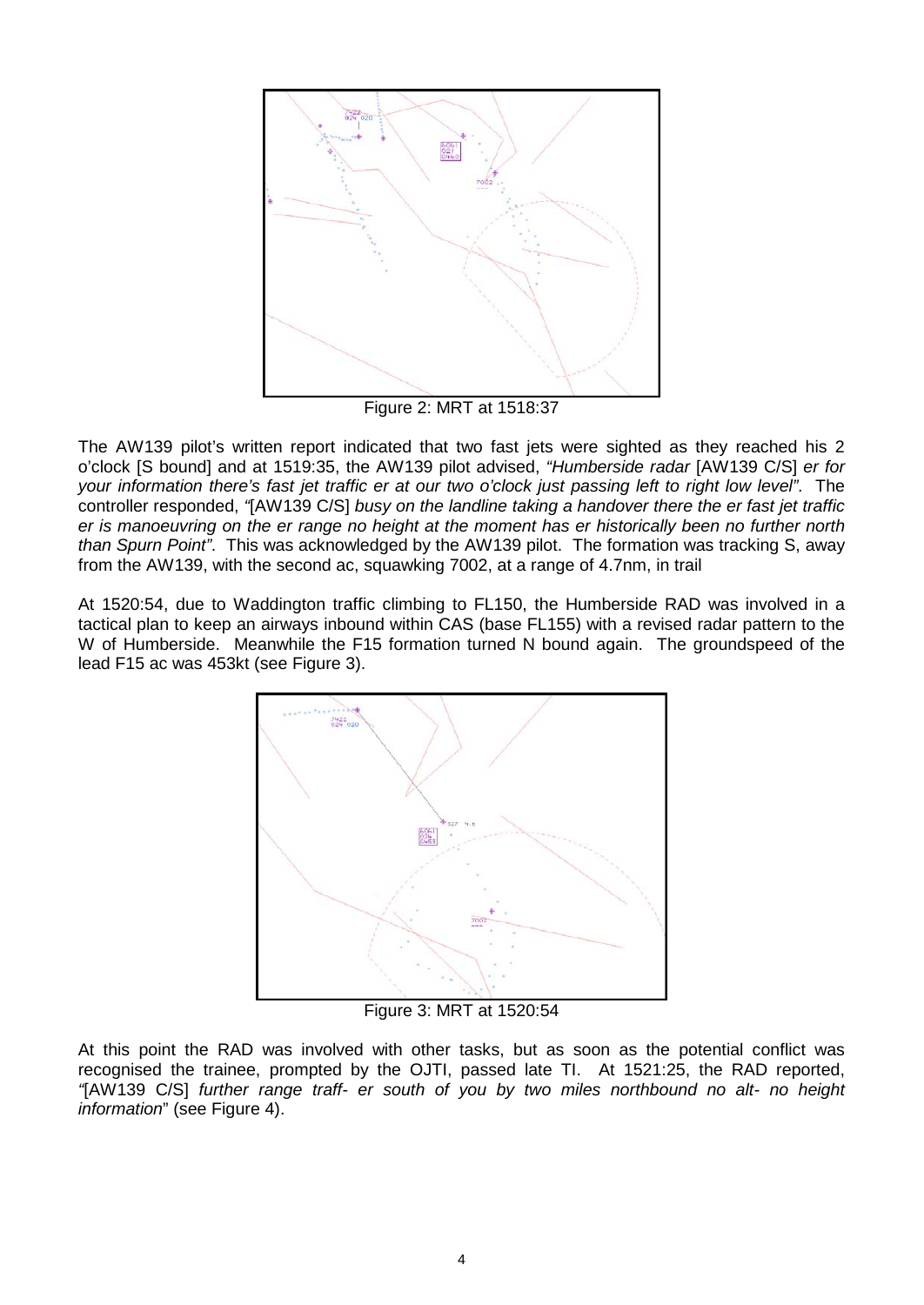Figure 2: MRT at 1518:37

The AW139 pilot's written report indicated that two fast jets were sighted as they reached his 2 o'clock [S bound] and at 1519:35, the AW139 pilot advised, *"Humberside radar* [AW139 C/S] *er for your information there's fast jet traffic er at our two o'clock just passing left to right low level"*. The controller responded, *"*[AW139 C/S] *busy on the landline taking a handover there the er fast jet traffic er is manoeuvring on the er range no height at the moment has er historically been no further north than Spurn Point"*. This was acknowledged by the AW139 pilot. The formation was tracking S, away from the AW139, with the second ac, squawking 7002, at a range of 4.7nm, in trail

At 1520:54, due to Waddington traffic climbing to FL150, the Humberside RAD was involved in a tactical plan to keep an airways inbound within CAS (base FL155) with a revised radar pattern to the W of Humberside. Meanwhile the F15 formation turned N bound again. The groundspeed of the lead F15 ac was 453kt (see Figure 3).

Figure 3: MRT at 1520:54

At this point the RAD was involved with other tasks, but as soon as the potential conflict was recognised the trainee, prompted by the OJTI, passed late TI. At 1521:25, the RAD reported, *"*[AW139 C/S] *further range traff- er south of you by two miles northbound no alt- no height information*" (see Figure 4).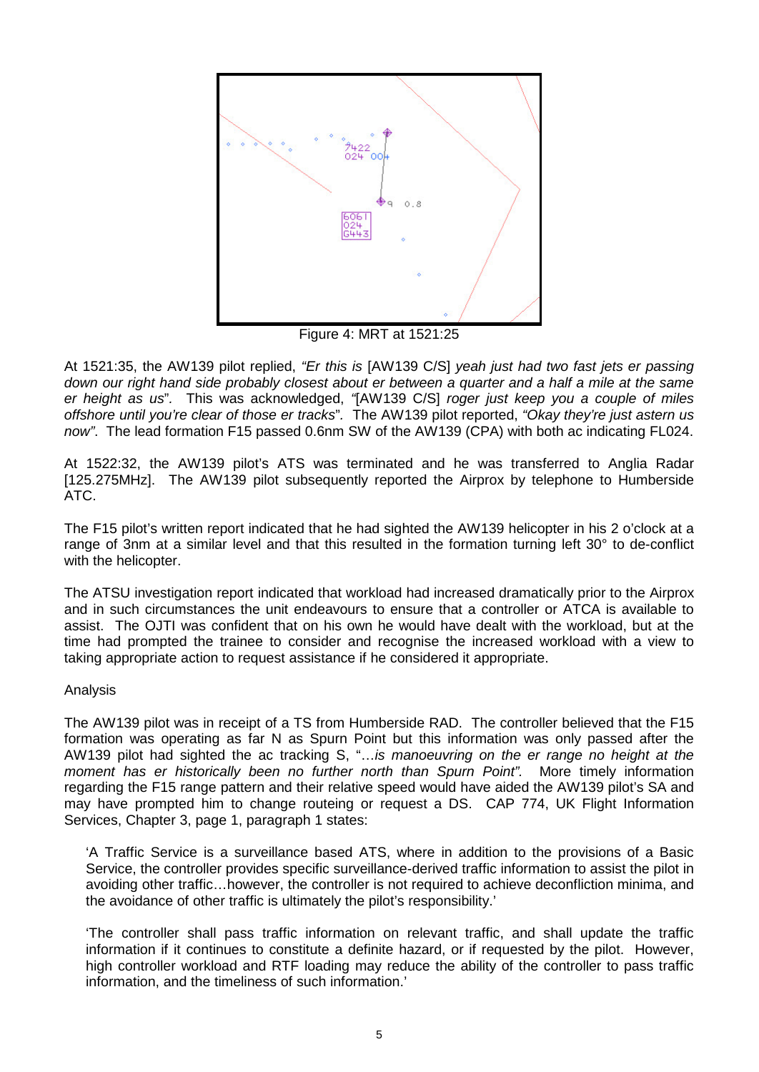Figure 4: MRT at 1521:25

At 1521:35, the AW139 pilot replied, *"Er this is* [AW139 C/S] *yeah just had two fast jets er passing down our right hand side probably closest about er between a quarter and a half a mile at the same er height as us"*. This was acknowledged, *"*[AW139 C/S] *roger just keep you a couple of miles offshore until you're clear of those er tracks"*. The AW139 pilot reported, *"Okay they're just astern us now"*. The lead formation F15 passed 0.6nm SW of the AW139 (CPA) with both ac indicating FL024.

At 1522:32, the AW139 pilot's ATS was terminated and he was transferred to Anglia Radar [125.275MHz]. The AW139 pilot subsequently reported the Airprox by telephone to Humberside ATC.

The F15 pilot's written report indicated that he had sighted the AW139 helicopter in his 2 o'clock at a range of 3nm at a similar level and that this resulted in the formation turning left 30° to de-conflict with the helicopter.

The ATSU investigation report indicated that workload had increased dramatically prior to the Airprox and in such circumstances the unit endeavours to ensure that a controller or ATCA is available to assist. The OJTI was confident that on his own he would have dealt with the workload, but at the time had prompted the trainee to consider and recognise the increased workload with a view to taking appropriate action to request assistance if he considered it appropriate.

Analysis

The AW139 pilot was in receipt of a TS from Humberside RAD. The controller believed that the F15 formation was operating as far N as Spurn Point but this information was only passed after the AW139 pilot had sighted the ac tracking S, "*…is manoeuvring on the er range no height at the moment has er historically been no further north than Spurn Point"*. More timely information regarding the F15 range pattern and their relative speed would have aided the AW139 pilot's SA and may have prompted him to change routeing or request a DS. CAP 774, UK Flight Information Services, Chapter 3, page 1, paragraph 1 states:

> 'A Traffic Service is a surveillance based ATS, where in addition to the provisions of a Basic Service, the controller provides specific surveillance-derived traffic information to assist the pilot in avoiding other traffic…however, the controller is not required to achieve deconfliction minima, and the avoidance of other traffic is ultimately the pilot's responsibility.'
>
> 'The controller shall pass traffic information on relevant traffic, and shall update the traffic information if it continues to constitute a definite hazard, or if requested by the pilot. However, high controller workload and RTF loading may reduce the ability of the controller to pass traffic information, and the timeliness of such information.'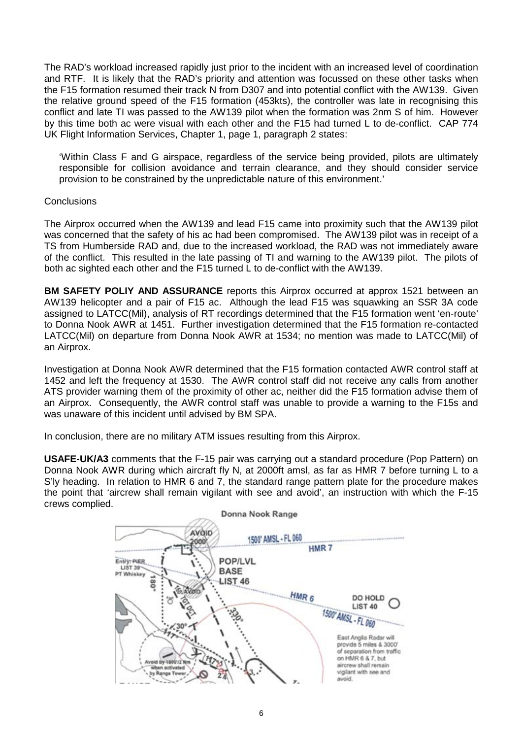The RAD's workload increased rapidly just prior to the incident with an increased level of coordination and RTF. It is likely that the RAD's priority and attention was focussed on these other tasks when the F15 formation resumed their track N from D307 and into potential conflict with the AW139. Given the relative ground speed of the F15 formation (453kts), the controller was late in recognising this conflict and late TI was passed to the AW139 pilot when the formation was 2nm S of him. However by this time both ac were visual with each other and the F15 had turned L to de-conflict. CAP 774 UK Flight Information Services, Chapter 1, page 1, paragraph 2 states:

> 'Within Class F and G airspace, regardless of the service being provided, pilots are ultimately responsible for collision avoidance and terrain clearance, and they should consider service provision to be constrained by the unpredictable nature of this environment.'

Conclusions

The Airprox occurred when the AW139 and lead F15 came into proximity such that the AW139 pilot was concerned that the safety of his ac had been compromised. The AW139 pilot was in receipt of a TS from Humberside RAD and, due to the increased workload, the RAD was not immediately aware of the conflict. This resulted in the late passing of TI and warning to the AW139 pilot. The pilots of both ac sighted each other and the F15 turned L to de-conflict with the AW139.

**BM SAFETY POLIY AND ASSURANCE** reports this Airprox occurred at approx 1521 between an AW139 helicopter and a pair of F15 ac. Although the lead F15 was squawking an SSR 3A code assigned to LATCC(Mil), analysis of RT recordings determined that the F15 formation went 'en-route' to Donna Nook AWR at 1451. Further investigation determined that the F15 formation re-contacted LATCC(Mil) on departure from Donna Nook AWR at 1534; no mention was made to LATCC(Mil) of an Airprox.

Investigation at Donna Nook AWR determined that the F15 formation contacted AWR control staff at 1452 and left the frequency at 1530. The AWR control staff did not receive any calls from another ATS provider warning them of the proximity of other ac, neither did the F15 formation advise them of an Airprox. Consequently, the AWR control staff was unable to provide a warning to the F15s and was unaware of this incident until advised by BM SPA.

In conclusion, there are no military ATM issues resulting from this Airprox.

**USAFE-UK/A3** comments that the F-15 pair was carrying out a standard procedure (Pop Pattern) on Donna Nook AWR during which aircraft fly N, at 2000ft amsl, as far as HMR 7 before turning L to a S'ly heading. In relation to HMR 6 and 7, the standard range pattern plate for the procedure makes the point that 'aircrew shall remain vigilant with see and avoid', an instruction with which the F-15 crews complied.

Donna Nook Range

AVOID 2000' | 1500' AMSL - FL 060 | HMR 7 | Entry: PIER LIST 39 PT Whiskey | 180° | POP/LVL BASE LIST 46 | HMR 6 | DO HOLD LIST 40 | 1500' AMSL - FL 060 | 330° | 30° | Avoid by 1500'/2 Nm when activated by Range Tower

East Anglia Radar will provide 5 miles & 3000' of separation from traffic on HMR 6 & 7, but aircrew shall remain vigilant with see and avoid.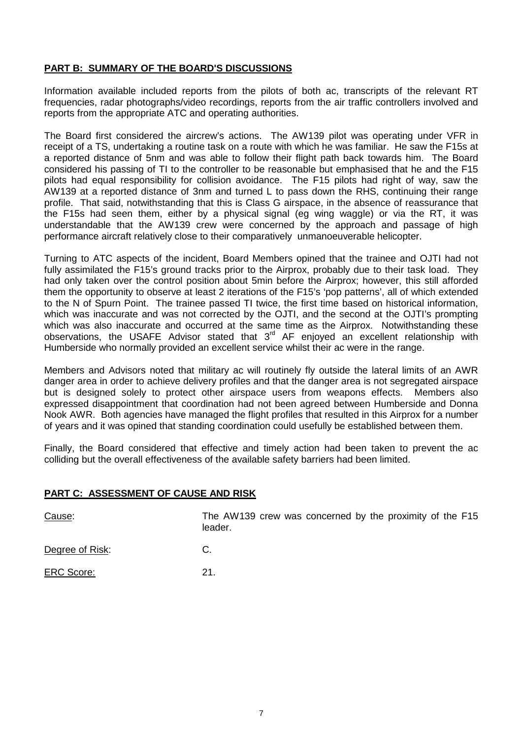**PART B: SUMMARY OF THE BOARD'S DISCUSSIONS**

Information available included reports from the pilots of both ac, transcripts of the relevant RT frequencies, radar photographs/video recordings, reports from the air traffic controllers involved and reports from the appropriate ATC and operating authorities.

The Board first considered the aircrew's actions. The AW139 pilot was operating under VFR in receipt of a TS, undertaking a routine task on a route with which he was familiar. He saw the F15s at a reported distance of 5nm and was able to follow their flight path back towards him. The Board considered his passing of TI to the controller to be reasonable but emphasised that he and the F15 pilots had equal responsibility for collision avoidance. The F15 pilots had right of way, saw the AW139 at a reported distance of 3nm and turned L to pass down the RHS, continuing their range profile. That said, notwithstanding that this is Class G airspace, in the absence of reassurance that the F15s had seen them, either by a physical signal (eg wing waggle) or via the RT, it was understandable that the AW139 crew were concerned by the approach and passage of high performance aircraft relatively close to their comparatively unmanoeuverable helicopter.

Turning to ATC aspects of the incident, Board Members opined that the trainee and OJTI had not fully assimilated the F15's ground tracks prior to the Airprox, probably due to their task load. They had only taken over the control position about 5min before the Airprox; however, this still afforded them the opportunity to observe at least 2 iterations of the F15's 'pop patterns', all of which extended to the N of Spurn Point. The trainee passed TI twice, the first time based on historical information, which was inaccurate and was not corrected by the OJTI, and the second at the OJTI's prompting which was also inaccurate and occurred at the same time as the Airprox. Notwithstanding these observations, the USAFE Advisor stated that 3rd AF enjoyed an excellent relationship with Humberside who normally provided an excellent service whilst their ac were in the range.

Members and Advisors noted that military ac will routinely fly outside the lateral limits of an AWR danger area in order to achieve delivery profiles and that the danger area is not segregated airspace but is designed solely to protect other airspace users from weapons effects. Members also expressed disappointment that coordination had not been agreed between Humberside and Donna Nook AWR. Both agencies have managed the flight profiles that resulted in this Airprox for a number of years and it was opined that standing coordination could usefully be established between them.

Finally, the Board considered that effective and timely action had been taken to prevent the ac colliding but the overall effectiveness of the available safety barriers had been limited.

**PART C: ASSESSMENT OF CAUSE AND RISK**

| | |
|---|---|
| Cause: | The AW139 crew was concerned by the proximity of the F15 leader. |
| Degree of Risk: | C. |
| ERC Score: | 21. |